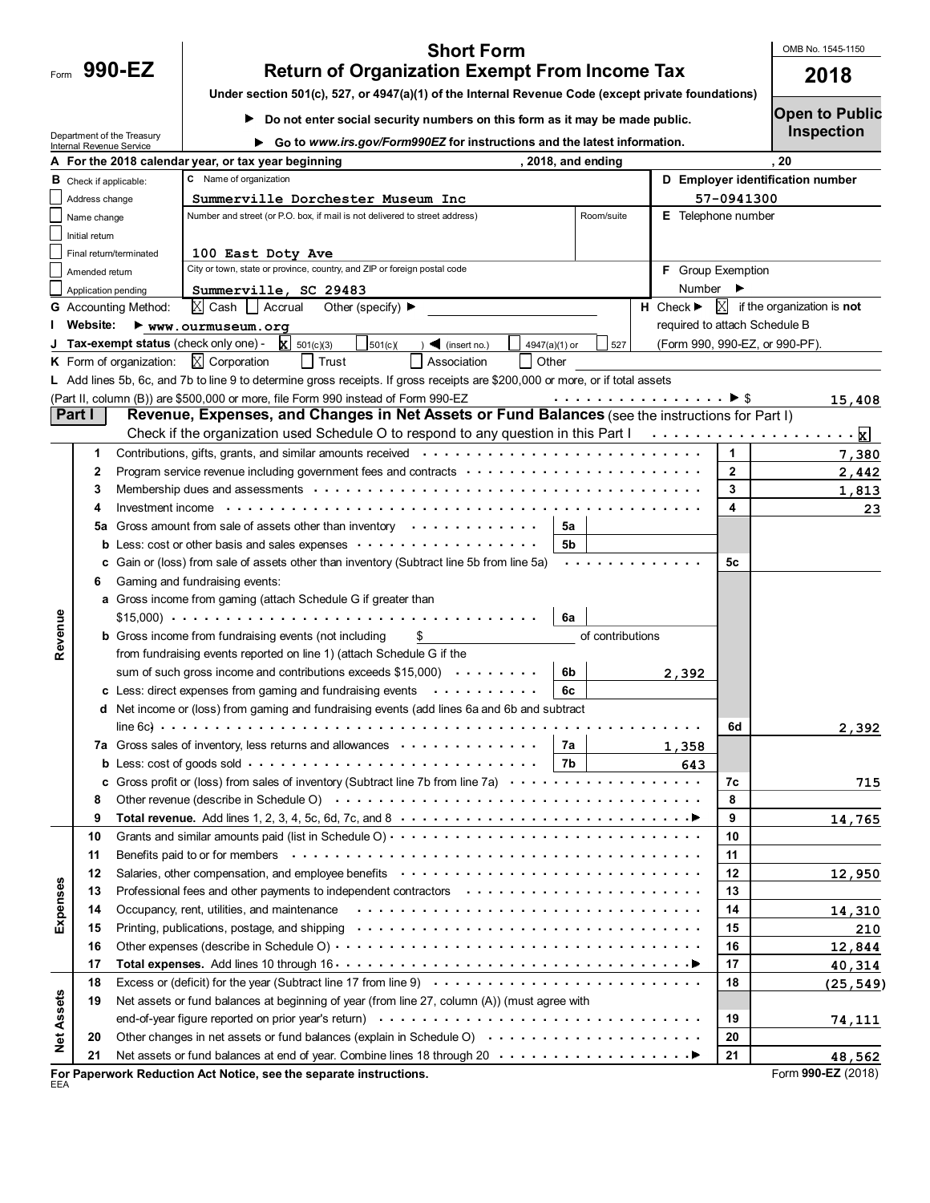Form **990-EZ**

Department of the Treasury
Internal Revenue Service

# Short Form
# Return of Organization Exempt From Income Tax

**Under section 501(c), 527, or 4947(a)(1) of the Internal Revenue Code (except private foundations)**

▶ **Do not enter social security numbers on this form as it may be made public.**

▶ **Go to *www.irs.gov/Form990EZ* for instructions and the latest information.**

OMB No. 1545-1150

**2018**

**Open to Public Inspection**

**A For the 2018 calendar year, or tax year beginning** , 2018, and ending , 20

**B** Check if applicable:
- [ ] Address change
- [ ] Name change
- [ ] Initial return
- [ ] Final return/terminated
- [ ] Amended return
- [ ] Application pending

**C** Name of organization: Summerville Dorchester Museum Inc

Number and street (or P.O. box, if mail is not delivered to street address): 100 East Doty Ave — Room/suite:

City or town, state or province, country, and ZIP or foreign postal code: Summerville, SC 29483

**D Employer identification number:** 57-0941300

**E** Telephone number:

**F** Group Exemption Number ▶

**G** Accounting Method: [X] Cash [ ] Accrual Other (specify) ▶

**H** Check ▶ [X] if the organization is **not** required to attach Schedule B (Form 990, 990-EZ, or 990-PF).

**I Website:** ▶ www.ourmuseum.org

**J Tax-exempt status** (check only one) - [X] 501(c)(3) [ ] 501(c)( ) ◀ (insert no.) [ ] 4947(a)(1) or [ ] 527

**K** Form of organization: [X] Corporation [ ] Trust [ ] Association [ ] Other

**L** Add lines 5b, 6c, and 7b to line 9 to determine gross receipts. If gross receipts are $200,000 or more, or if total assets (Part II, column (B)) are $500,000 or more, file Form 990 instead of Form 990-EZ ▶ $ 15,408

## Part I — Revenue, Expenses, and Changes in Net Assets or Fund Balances (see the instructions for Part I)

Check if the organization used Schedule O to respond to any question in this Part I [X]

| Section | Line | Description | Sub-line | Sub-amount | Line | Amount |
|---|---|---|---|---|---|---|
| Revenue | 1 | Contributions, gifts, grants, and similar amounts received | | | 1 | 7,380 |
| | 2 | Program service revenue including government fees and contracts | | | 2 | 2,442 |
| | 3 | Membership dues and assessments | | | 3 | 1,813 |
| | 4 | Investment income | | | 4 | 23 |
| | 5a | Gross amount from sale of assets other than inventory | 5a | | | |
| | b | Less: cost or other basis and sales expenses | 5b | | | |
| | c | Gain or (loss) from sale of assets other than inventory (Subtract line 5b from line 5a) | | | 5c | |
| | 6 | Gaming and fundraising events: | | | | |
| | a | Gross income from gaming (attach Schedule G if greater than $15,000) | 6a | | | |
| | b | Gross income from fundraising events (not including $ of contributions from fundraising events reported on line 1) (attach Schedule G if the sum of such gross income and contributions exceeds $15,000) | 6b | 2,392 | | |
| | c | Less: direct expenses from gaming and fundraising events | 6c | | | |
| | d | Net income or (loss) from gaming and fundraising events (add lines 6a and 6b and subtract line 6c) | | | 6d | 2,392 |
| | 7a | Gross sales of inventory, less returns and allowances | 7a | 1,358 | | |
| | b | Less: cost of goods sold | 7b | 643 | | |
| | c | Gross profit or (loss) from sales of inventory (Subtract line 7b from line 7a) | | | 7c | 715 |
| | 8 | Other revenue (describe in Schedule O) | | | 8 | |
| | 9 | **Total revenue.** Add lines 1, 2, 3, 4, 5c, 6d, 7c, and 8 ▶ | | | 9 | 14,765 |
| Expenses | 10 | Grants and similar amounts paid (list in Schedule O) | | | 10 | |
| | 11 | Benefits paid to or for members | | | 11 | |
| | 12 | Salaries, other compensation, and employee benefits | | | 12 | 12,950 |
| | 13 | Professional fees and other payments to independent contractors | | | 13 | |
| | 14 | Occupancy, rent, utilities, and maintenance | | | 14 | 14,310 |
| | 15 | Printing, publications, postage, and shipping | | | 15 | 210 |
| | 16 | Other expenses (describe in Schedule O) | | | 16 | 12,844 |
| | 17 | **Total expenses.** Add lines 10 through 16 ▶ | | | 17 | 40,314 |
| Net Assets | 18 | Excess or (deficit) for the year (Subtract line 17 from line 9) | | | 18 | (25,549) |
| | 19 | Net assets or fund balances at beginning of year (from line 27, column (A)) (must agree with end-of-year figure reported on prior year's return) | | | 19 | 74,111 |
| | 20 | Other changes in net assets or fund balances (explain in Schedule O) | | | 20 | |
| | 21 | Net assets or fund balances at end of year. Combine lines 18 through 20 ▶ | | | 21 | 48,562 |

**For Paperwork Reduction Act Notice, see the separate instructions.**

EEA

Form **990-EZ** (2018)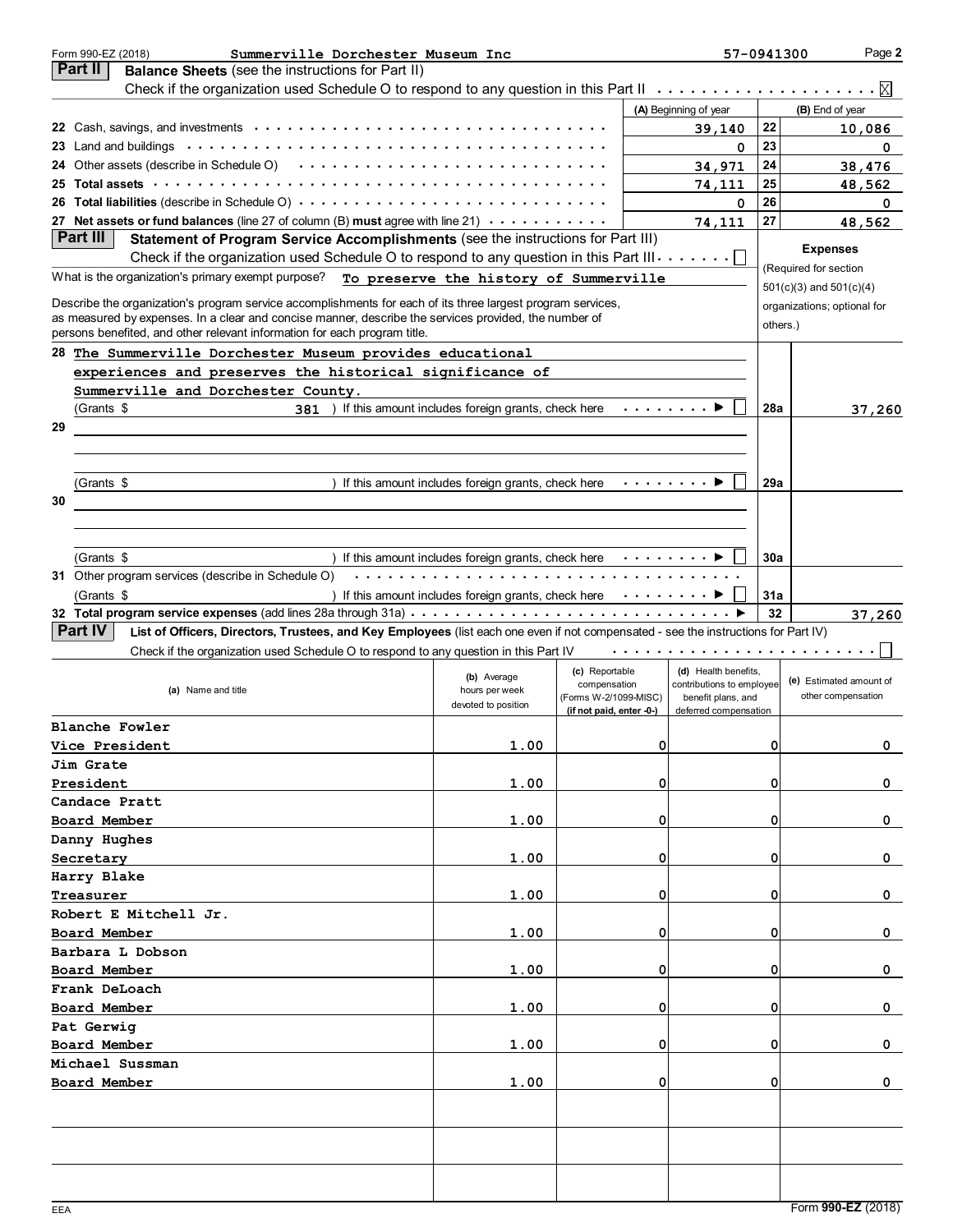Form 990-EZ (2018) **Summerville Dorchester Museum Inc** 57-0941300

## Part II Balance Sheets (see the instructions for Part II)

Check if the organization used Schedule O to respond to any question in this Part II . . . . . . . . . . . . . . . . . . . . [X]

| | | (A) Beginning of year | | (B) End of year |
|---|---|---|---|---|
| 22 | Cash, savings, and investments | 39,140 | 22 | 10,086 |
| 23 | Land and buildings | 0 | 23 | 0 |
| 24 | Other assets (describe in Schedule O) | 34,971 | 24 | 38,476 |
| 25 | **Total assets** | 74,111 | 25 | 48,562 |
| 26 | **Total liabilities** (describe in Schedule O) | 0 | 26 | 0 |
| 27 | **Net assets or fund balances** (line 27 of column (B) **must** agree with line 21) | 74,111 | 27 | 48,562 |

## Part III Statement of Program Service Accomplishments (see the instructions for Part III)

Check if the organization used Schedule O to respond to any question in this Part III . . . . . . [ ]

**Expenses** (Required for section 501(c)(3) and 501(c)(4) organizations; optional for others.)

What is the organization's primary exempt purpose? **To preserve the history of Summerville**

Describe the organization's program service accomplishments for each of its three largest program services, as measured by expenses. In a clear and concise manner, describe the services provided, the number of persons benefited, and other relevant information for each program title.

| | | | |
|---|---|---|---|
| 28 | The Summerville Dorchester Museum provides educational experiences and preserves the historical significance of Summerville and Dorchester County. (Grants $ 381 ) If this amount includes foreign grants, check here . . . . . . . . ▶ [ ] | 28a | 37,260 |
| 29 | (Grants $ ) If this amount includes foreign grants, check here . . . . . . . . ▶ [ ] | 29a | |
| 30 | (Grants $ ) If this amount includes foreign grants, check here . . . . . . . . ▶ [ ] | 30a | |
| 31 | Other program services (describe in Schedule O) (Grants $ ) If this amount includes foreign grants, check here . . . . . . . . ▶ [ ] | 31a | |
| 32 | **Total program service expenses** (add lines 28a through 31a) . . . . . . . . ▶ | 32 | 37,260 |

## Part IV List of Officers, Directors, Trustees, and Key Employees (list each one even if not compensated - see the instructions for Part IV)

Check if the organization used Schedule O to respond to any question in this Part IV . . . . . . . . . . . . . . . . . . . . [ ]

| (a) Name and title | (b) Average hours per week devoted to position | (c) Reportable compensation (Forms W-2/1099-MISC) (if not paid, enter -0-) | (d) Health benefits, contributions to employee benefit plans, and deferred compensation | (e) Estimated amount of other compensation |
|---|---|---|---|---|
| Blanche Fowler<br>Vice President | 1.00 | 0 | 0 | 0 |
| Jim Grate<br>President | 1.00 | 0 | 0 | 0 |
| Candace Pratt<br>Board Member | 1.00 | 0 | 0 | 0 |
| Danny Hughes<br>Secretary | 1.00 | 0 | 0 | 0 |
| Harry Blake<br>Treasurer | 1.00 | 0 | 0 | 0 |
| Robert E Mitchell Jr.<br>Board Member | 1.00 | 0 | 0 | 0 |
| Barbara L Dobson<br>Board Member | 1.00 | 0 | 0 | 0 |
| Frank DeLoach<br>Board Member | 1.00 | 0 | 0 | 0 |
| Pat Gerwig<br>Board Member | 1.00 | 0 | 0 | 0 |
| Michael Sussman<br>Board Member | 1.00 | 0 | 0 | 0 |
| | | | | |
| | | | | |
| | | | | |

EEA Form **990-EZ** (2018)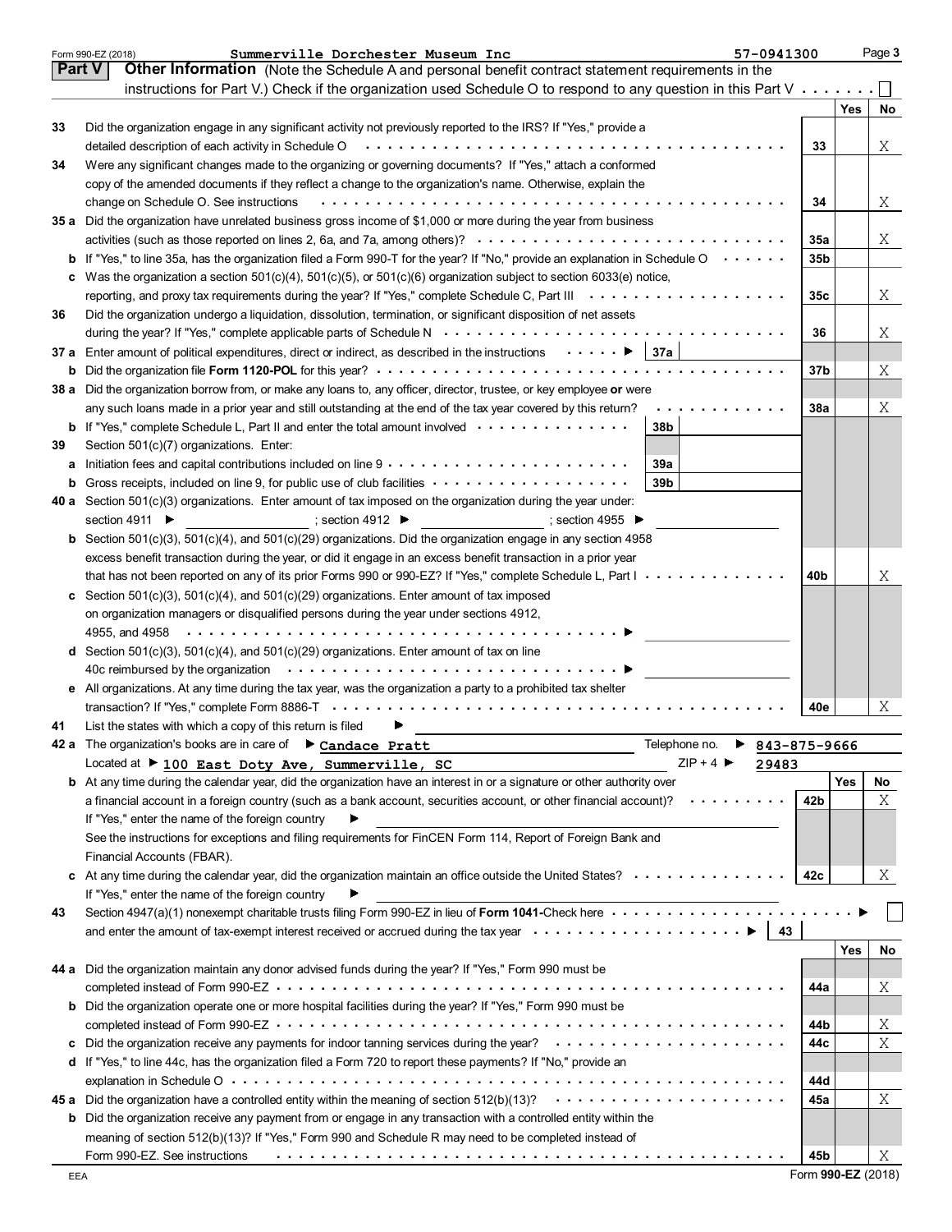Form 990-EZ (2018) **Summerville Dorchester Museum Inc** 57-0941300 Page **3**

## Part V Other Information

(Note the Schedule A and personal benefit contract statement requirements in the instructions for Part V.) Check if the organization used Schedule O to respond to any question in this Part V ☐

| | | | Yes | No |
|---|---|---|---|---|
| **33** | Did the organization engage in any significant activity not previously reported to the IRS? If "Yes," provide a detailed description of each activity in Schedule O | 33 | | X |
| **34** | Were any significant changes made to the organizing or governing documents? If "Yes," attach a conformed copy of the amended documents if they reflect a change to the organization's name. Otherwise, explain the change on Schedule O. See instructions | 34 | | X |
| **35 a** | Did the organization have unrelated business gross income of $1,000 or more during the year from business activities (such as those reported on lines 2, 6a, and 7a, among others)? | 35a | | X |
| **b** | If "Yes," to line 35a, has the organization filed a Form 990-T for the year? If "No," provide an explanation in Schedule O | 35b | | |
| **c** | Was the organization a section 501(c)(4), 501(c)(5), or 501(c)(6) organization subject to section 6033(e) notice, reporting, and proxy tax requirements during the year? If "Yes," complete Schedule C, Part III | 35c | | X |
| **36** | Did the organization undergo a liquidation, dissolution, termination, or significant disposition of net assets during the year? If "Yes," complete applicable parts of Schedule N | 36 | | X |
| **37 a** | Enter amount of political expenditures, direct or indirect, as described in the instructions ▶ 37a | | | |
| **b** | Did the organization file **Form 1120-POL** for this year? | 37b | | X |
| **38 a** | Did the organization borrow from, or make any loans to, any officer, director, trustee, or key employee **or** were any such loans made in a prior year and still outstanding at the end of the tax year covered by this return? | 38a | | X |
| **b** | If "Yes," complete Schedule L, Part II and enter the total amount involved 38b | | | |
| **39** | Section 501(c)(7) organizations. Enter: | | | |
| **a** | Initiation fees and capital contributions included on line 9 39a | | | |
| **b** | Gross receipts, included on line 9, for public use of club facilities 39b | | | |
| **40 a** | Section 501(c)(3) organizations. Enter amount of tax imposed on the organization during the year under: section 4911 ▶ ; section 4912 ▶ ; section 4955 ▶ | | | |
| **b** | Section 501(c)(3), 501(c)(4), and 501(c)(29) organizations. Did the organization engage in any section 4958 excess benefit transaction during the year, or did it engage in an excess benefit transaction in a prior year that has not been reported on any of its prior Forms 990 or 990-EZ? If "Yes," complete Schedule L, Part I | 40b | | X |
| **c** | Section 501(c)(3), 501(c)(4), and 501(c)(29) organizations. Enter amount of tax imposed on organization managers or disqualified persons during the year under sections 4912, 4955, and 4958 ▶ | | | |
| **d** | Section 501(c)(3), 501(c)(4), and 501(c)(29) organizations. Enter amount of tax on line 40c reimbursed by the organization ▶ | | | |
| **e** | All organizations. At any time during the tax year, was the organization a party to a prohibited tax shelter transaction? If "Yes," complete Form 8886-T | 40e | | X |

**41** List the states with which a copy of this return is filed ▶

**42 a** The organization's books are in care of ▶ **Candace Pratt** Telephone no. ▶ **843-875-9666**

Located at ▶ **100 East Doty Ave, Summerville, SC** ZIP + 4 ▶ **29483**

| | | | Yes | No |
|---|---|---|---|---|
| **b** | At any time during the calendar year, did the organization have an interest in or a signature or other authority over a financial account in a foreign country (such as a bank account, securities account, or other financial account)? If "Yes," enter the name of the foreign country ▶ See the instructions for exceptions and filing requirements for FinCEN Form 114, Report of Foreign Bank and Financial Accounts (FBAR). | 42b | | X |
| **c** | At any time during the calendar year, did the organization maintain an office outside the United States? If "Yes," enter the name of the foreign country ▶ | 42c | | X |

**43** Section 4947(a)(1) nonexempt charitable trusts filing Form 990-EZ in lieu of **Form 1041**-Check here ▶ ☐ and enter the amount of tax-exempt interest received or accrued during the tax year ▶ 43

| | | | Yes | No |
|---|---|---|---|---|
| **44 a** | Did the organization maintain any donor advised funds during the year? If "Yes," Form 990 must be completed instead of Form 990-EZ | 44a | | X |
| **b** | Did the organization operate one or more hospital facilities during the year? If "Yes," Form 990 must be completed instead of Form 990-EZ | 44b | | X |
| **c** | Did the organization receive any payments for indoor tanning services during the year? | 44c | | X |
| **d** | If "Yes," to line 44c, has the organization filed a Form 720 to report these payments? If "No," provide an explanation in Schedule O | 44d | | |
| **45 a** | Did the organization have a controlled entity within the meaning of section 512(b)(13)? | 45a | | X |
| **b** | Did the organization receive any payment from or engage in any transaction with a controlled entity within the meaning of section 512(b)(13)? If "Yes," Form 990 and Schedule R may need to be completed instead of Form 990-EZ. See instructions | 45b | | X |

EEA Form **990-EZ** (2018)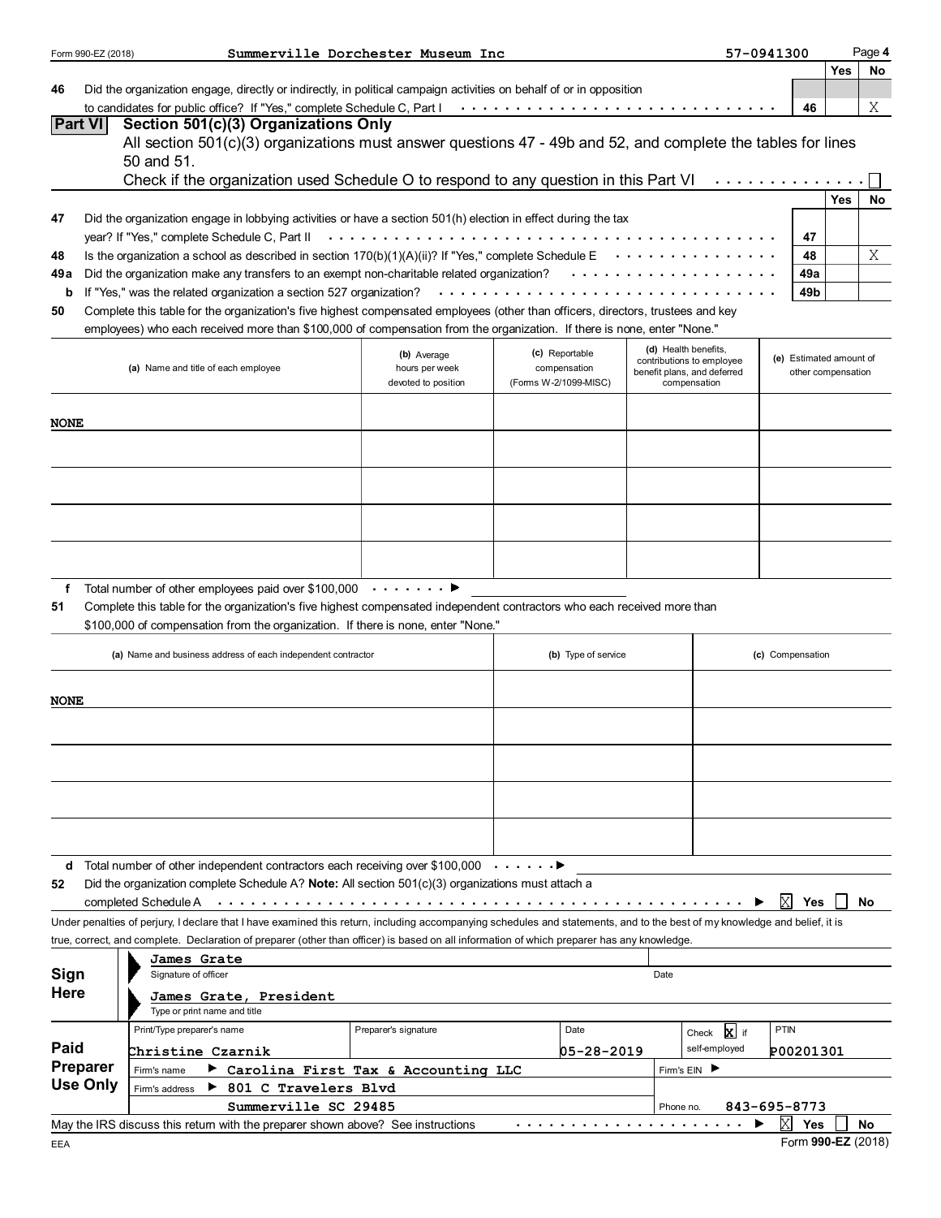Form 990-EZ (2018) Summerville Dorchester Museum Inc 57-0941300

| | | | Yes | No |
|---|---|---|---|---|
| **46** | Did the organization engage, directly or indirectly, in political campaign activities on behalf of or in opposition to candidates for public office? If "Yes," complete Schedule C, Part I | 46 | | X |

## Part VI Section 501(c)(3) Organizations Only

All section 501(c)(3) organizations must answer questions 47 - 49b and 52, and complete the tables for lines 50 and 51.

Check if the organization used Schedule O to respond to any question in this Part VI ☐

| | | | Yes | No |
|---|---|---|---|---|
| **47** | Did the organization engage in lobbying activities or have a section 501(h) election in effect during the tax year? If "Yes," complete Schedule C, Part II | 47 | | |
| **48** | Is the organization a school as described in section 170(b)(1)(A)(ii)? If "Yes," complete Schedule E | 48 | | X |
| **49a** | Did the organization make any transfers to an exempt non-charitable related organization? | 49a | | |
| **b** | If "Yes," was the related organization a section 527 organization? | 49b | | |

**50** Complete this table for the organization's five highest compensated employees (other than officers, directors, trustees and key employees) who each received more than $100,000 of compensation from the organization. If there is none, enter "None."

| (a) Name and title of each employee | (b) Average hours per week devoted to position | (c) Reportable compensation (Forms W-2/1099-MISC) | (d) Health benefits, contributions to employee benefit plans, and deferred compensation | (e) Estimated amount of other compensation |
|---|---|---|---|---|
| NONE | | | | |
| | | | | |
| | | | | |
| | | | | |
| | | | | |

**f** Total number of other employees paid over $100,000 ▶

**51** Complete this table for the organization's five highest compensated independent contractors who each received more than $100,000 of compensation from the organization. If there is none, enter "None."

| (a) Name and business address of each independent contractor | (b) Type of service | (c) Compensation |
|---|---|---|
| NONE | | |
| | | |
| | | |
| | | |
| | | |

**d** Total number of other independent contractors each receiving over $100,000 ▶

**52** Did the organization complete Schedule A? **Note:** All section 501(c)(3) organizations must attach a completed Schedule A ▶ ☒ Yes ☐ No

Under penalties of perjury, I declare that I have examined this return, including accompanying schedules and statements, and to the best of my knowledge and belief, it is true, correct, and complete. Declaration of preparer (other than officer) is based on all information of which preparer has any knowledge.

**Sign Here**

James Grate
Signature of officer Date

James Grate, President
Type or print name and title

**Paid Preparer Use Only**

| Print/Type preparer's name | Preparer's signature | Date | Check ☒ if self-employed | PTIN |
|---|---|---|---|---|
| Christine Czarnik | | 05-28-2019 | | P00201301 |
| Firm's name ▶ Carolina First Tax & Accounting LLC | | | Firm's EIN ▶ | |
| Firm's address ▶ 801 C Travelers Blvd Summerville SC 29485 | | | Phone no. 843-695-8773 | |

May the IRS discuss this return with the preparer shown above? See instructions ▶ ☒ Yes ☐ No

EEA Form **990-EZ** (2018)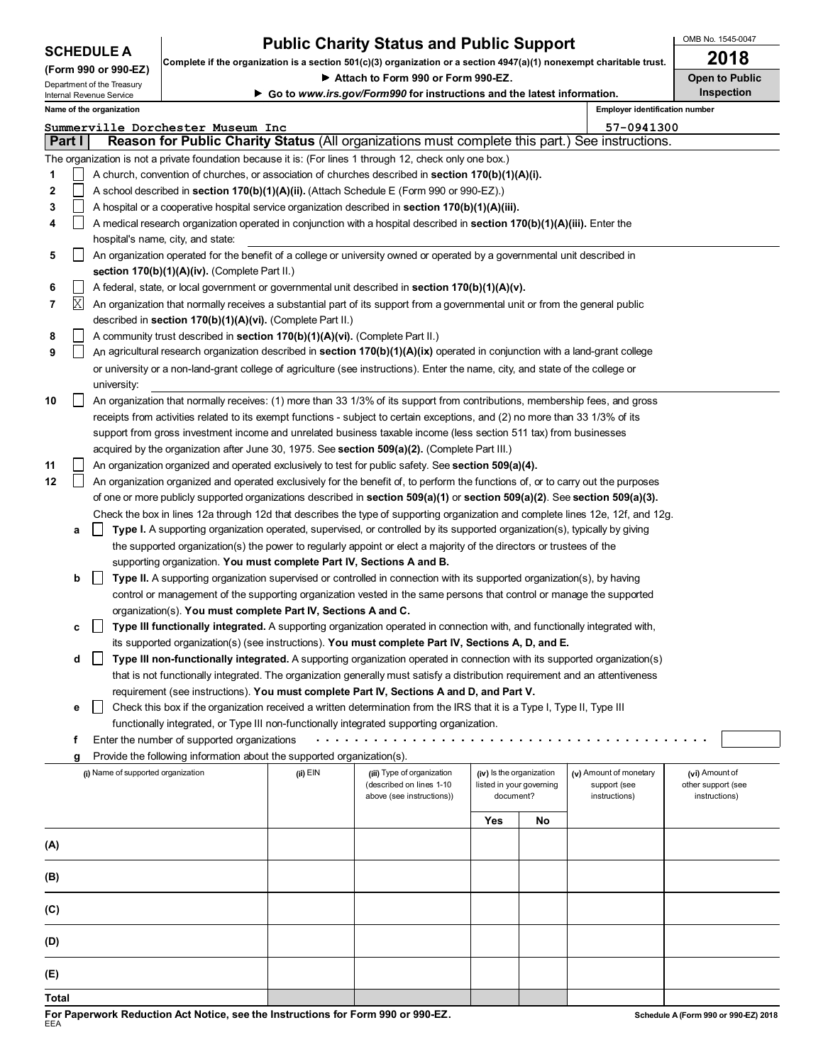**SCHEDULE A**
**(Form 990 or 990-EZ)**
Department of the Treasury
Internal Revenue Service

# Public Charity Status and Public Support

**Complete if the organization is a section 501(c)(3) organization or a section 4947(a)(1) nonexempt charitable trust.**
▶ **Attach to Form 990 or Form 990-EZ.**
▶ **Go to *www.irs.gov/Form990* for instructions and the latest information.**

OMB No. 1545-0047
**2018**
**Open to Public Inspection**

**Name of the organization**: Summerville Dorchester Museum Inc
**Employer identification number**: 57-0941300

## Part I — Reason for Public Charity Status (All organizations must complete this part.) See instructions.

The organization is not a private foundation because it is: (For lines 1 through 12, check only one box.)

1. ☐ A church, convention of churches, or association of churches described in **section 170(b)(1)(A)(i).**
2. ☐ A school described in **section 170(b)(1)(A)(ii).** (Attach Schedule E (Form 990 or 990-EZ).)
3. ☐ A hospital or a cooperative hospital service organization described in **section 170(b)(1)(A)(iii).**
4. ☐ A medical research organization operated in conjunction with a hospital described in **section 170(b)(1)(A)(iii).** Enter the hospital's name, city, and state:
5. ☐ An organization operated for the benefit of a college or university owned or operated by a governmental unit described in **section 170(b)(1)(A)(iv).** (Complete Part II.)
6. ☐ A federal, state, or local government or governmental unit described in **section 170(b)(1)(A)(v).**
7. ☒ An organization that normally receives a substantial part of its support from a governmental unit or from the general public described in **section 170(b)(1)(A)(vi).** (Complete Part II.)
8. ☐ A community trust described in **section 170(b)(1)(A)(vi).** (Complete Part II.)
9. ☐ An agricultural research organization described in **section 170(b)(1)(A)(ix)** operated in conjunction with a land-grant college or university or a non-land-grant college of agriculture (see instructions). Enter the name, city, and state of the college or university:
10. ☐ An organization that normally receives: (1) more than 33 1/3% of its support from contributions, membership fees, and gross receipts from activities related to its exempt functions - subject to certain exceptions, and (2) no more than 33 1/3% of its support from gross investment income and unrelated business taxable income (less section 511 tax) from businesses acquired by the organization after June 30, 1975. See **section 509(a)(2).** (Complete Part III.)
11. ☐ An organization organized and operated exclusively to test for public safety. See **section 509(a)(4).**
12. ☐ An organization organized and operated exclusively for the benefit of, to perform the functions of, or to carry out the purposes of one or more publicly supported organizations described in **section 509(a)(1)** or **section 509(a)(2)**. See **section 509(a)(3).** Check the box in lines 12a through 12d that describes the type of supporting organization and complete lines 12e, 12f, and 12g.
   - **a** ☐ **Type I.** A supporting organization operated, supervised, or controlled by its supported organization(s), typically by giving the supported organization(s) the power to regularly appoint or elect a majority of the directors or trustees of the supporting organization. **You must complete Part IV, Sections A and B.**
   - **b** ☐ **Type II.** A supporting organization supervised or controlled in connection with its supported organization(s), by having control or management of the supporting organization vested in the same persons that control or manage the supported organization(s). **You must complete Part IV, Sections A and C.**
   - **c** ☐ **Type III functionally integrated.** A supporting organization operated in connection with, and functionally integrated with, its supported organization(s) (see instructions). **You must complete Part IV, Sections A, D, and E.**
   - **d** ☐ **Type III non-functionally integrated.** A supporting organization operated in connection with its supported organization(s) that is not functionally integrated. The organization generally must satisfy a distribution requirement and an attentiveness requirement (see instructions). **You must complete Part IV, Sections A and D, and Part V.**
   - **e** ☐ Check this box if the organization received a written determination from the IRS that it is a Type I, Type II, Type III functionally integrated, or Type III non-functionally integrated supporting organization.
   - **f** Enter the number of supported organizations
   - **g** Provide the following information about the supported organization(s).

| (i) Name of supported organization | (ii) EIN | (iii) Type of organization (described on lines 1-10 above (see instructions)) | (iv) Is the organization listed in your governing document? Yes | No | (v) Amount of monetary support (see instructions) | (vi) Amount of other support (see instructions) |
|---|---|---|---|---|---|---|
| (A) | | | | | | |
| (B) | | | | | | |
| (C) | | | | | | |
| (D) | | | | | | |
| (E) | | | | | | |
| Total | | | | | | |

**For Paperwork Reduction Act Notice, see the Instructions for Form 990 or 990-EZ.**
EEA
Schedule A (Form 990 or 990-EZ) 2018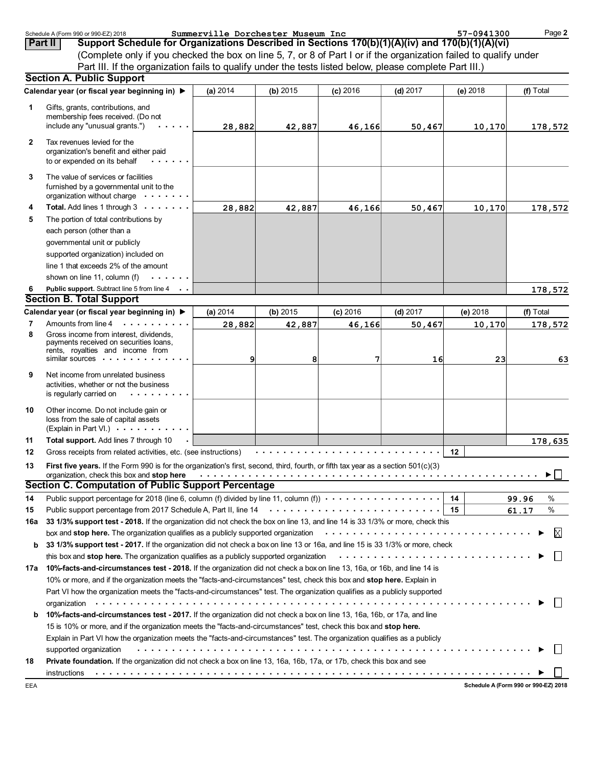Schedule A (Form 990 or 990-EZ) 2018 Summerville Dorchester Museum Inc 57-0941300

## Part II Support Schedule for Organizations Described in Sections 170(b)(1)(A)(iv) and 170(b)(1)(A)(vi)

(Complete only if you checked the box on line 5, 7, or 8 of Part I or if the organization failed to qualify under Part III. If the organization fails to qualify under the tests listed below, please complete Part III.)

### Section A. Public Support

| | Calendar year (or fiscal year beginning in) ▶ | (a) 2014 | (b) 2015 | (c) 2016 | (d) 2017 | (e) 2018 | (f) Total |
|---|---|---|---|---|---|---|---|
| 1 | Gifts, grants, contributions, and membership fees received. (Do not include any "unusual grants.") | 28,882 | 42,887 | 46,166 | 50,467 | 10,170 | 178,572 |
| 2 | Tax revenues levied for the organization's benefit and either paid to or expended on its behalf | | | | | | |
| 3 | The value of services or facilities furnished by a governmental unit to the organization without charge | | | | | | |
| 4 | **Total.** Add lines 1 through 3 | 28,882 | 42,887 | 46,166 | 50,467 | 10,170 | 178,572 |
| 5 | The portion of total contributions by each person (other than a governmental unit or publicly supported organization) included on line 1 that exceeds 2% of the amount shown on line 11, column (f) | | | | | | |
| 6 | **Public support.** Subtract line 5 from line 4 | | | | | | 178,572 |

### Section B. Total Support

| | Calendar year (or fiscal year beginning in) ▶ | (a) 2014 | (b) 2015 | (c) 2016 | (d) 2017 | (e) 2018 | (f) Total |
|---|---|---|---|---|---|---|---|
| 7 | Amounts from line 4 | 28,882 | 42,887 | 46,166 | 50,467 | 10,170 | 178,572 |
| 8 | Gross income from interest, dividends, payments received on securities loans, rents, royalties and income from similar sources | 9 | 8 | 7 | 16 | 23 | 63 |
| 9 | Net income from unrelated business activities, whether or not the business is regularly carried on | | | | | | |
| 10 | Other income. Do not include gain or loss from the sale of capital assets (Explain in Part VI.) | | | | | | |
| 11 | **Total support.** Add lines 7 through 10 | | | | | | 178,635 |

12 Gross receipts from related activities, etc. (see instructions) | 12 |

13 **First five years.** If the Form 990 is for the organization's first, second, third, fourth, or fifth tax year as a section 501(c)(3) organization, check this box and **stop here** ▶ ☐

### Section C. Computation of Public Support Percentage

14 Public support percentage for 2018 (line 6, column (f) divided by line 11, column (f)) | 14 | 99.96 %

15 Public support percentage from 2017 Schedule A, Part II, line 14 | 15 | 61.17 %

**16a 33 1/3% support test - 2018.** If the organization did not check the box on line 13, and line 14 is 33 1/3% or more, check this box and **stop here.** The organization qualifies as a publicly supported organization ▶ ☒

**b 33 1/3% support test - 2017.** If the organization did not check a box on line 13 or 16a, and line 15 is 33 1/3% or more, check this box and **stop here.** The organization qualifies as a publicly supported organization ▶ ☐

**17a 10%-facts-and-circumstances test - 2018.** If the organization did not check a box on line 13, 16a, or 16b, and line 14 is 10% or more, and if the organization meets the "facts-and-circumstances" test, check this box and **stop here.** Explain in Part VI how the organization meets the "facts-and-circumstances" test. The organization qualifies as a publicly supported organization ▶ ☐

**b 10%-facts-and-circumstances test - 2017.** If the organization did not check a box on line 13, 16a, 16b, or 17a, and line 15 is 10% or more, and if the organization meets the "facts-and-circumstances" test, check this box and **stop here.** Explain in Part VI how the organization meets the "facts-and-circumstances" test. The organization qualifies as a publicly supported organization ▶ ☐

**18 Private foundation.** If the organization did not check a box on line 13, 16a, 16b, 17a, or 17b, check this box and see instructions ▶ ☐

EEA Schedule A (Form 990 or 990-EZ) 2018